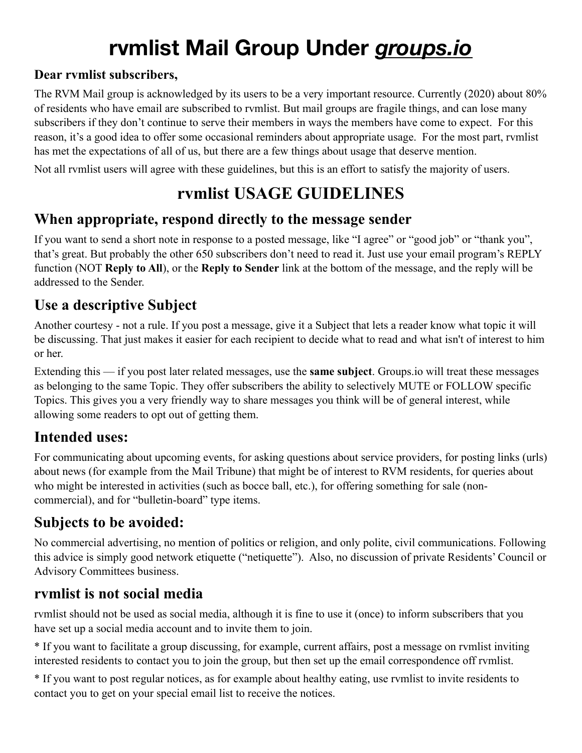# rvmlist Mail Group Under *groups.io*

**Dear rvmlist subscribers,**

The RVM Mail group is acknowledged by its users to be a very important resource. Currently (2020) about 80% of residents who have email are subscribed to rvmlist. But mail groups are fragile things, and can lose many subscribers if they don't continue to serve their members in ways the members have come to expect. For this reason, it's a good idea to offer some occasional reminders about appropriate usage. For the most part, rvmlist has met the expectations of all of us, but there are a few things about usage that deserve mention.

Not all rvmlist users will agree with these guidelines, but this is an effort to satisfy the majority of users.

## rvmlist USAGE GUIDELINES

### When appropriate, respond directly to the message sender

If you want to send a short note in response to a posted message, like "I agree" or "good job" or "thank you", that's great. But probably the other 650 subscribers don't need to read it. Just use your email program's REPLY function (NOT **Reply to All**), or the **Reply to Sender** link at the bottom of the message, and the reply will be addressed to the Sender.

### Use a descriptive Subject

Another courtesy - not a rule. If you post a message, give it a Subject that lets a reader know what topic it will be discussing. That just makes it easier for each recipient to decide what to read and what isn't of interest to him or her.

Extending this — if you post later related messages, use the **same subject**. Groups.io will treat these messages as belonging to the same Topic. They offer subscribers the ability to selectively MUTE or FOLLOW specific Topics. This gives you a very friendly way to share messages you think will be of general interest, while allowing some readers to opt out of getting them.

### Intended uses:

For communicating about upcoming events, for asking questions about service providers, for posting links (urls) about news (for example from the Mail Tribune) that might be of interest to RVM residents, for queries about who might be interested in activities (such as bocce ball, etc.), for offering something for sale (non-commercial), and for "bulletin-board" type items.

### Subjects to be avoided:

No commercial advertising, no mention of politics or religion, and only polite, civil communications. Following this advice is simply good network etiquette ("netiquette"). Also, no discussion of private Residents' Council or Advisory Committees business.

### rvmlist is not social media

rvmlist should not be used as social media, although it is fine to use it (once) to inform subscribers that you have set up a social media account and to invite them to join.

* If you want to facilitate a group discussing, for example, current affairs, post a message on rvmlist inviting interested residents to contact you to join the group, but then set up the email correspondence off rvmlist.

* If you want to post regular notices, as for example about healthy eating, use rvmlist to invite residents to contact you to get on your special email list to receive the notices.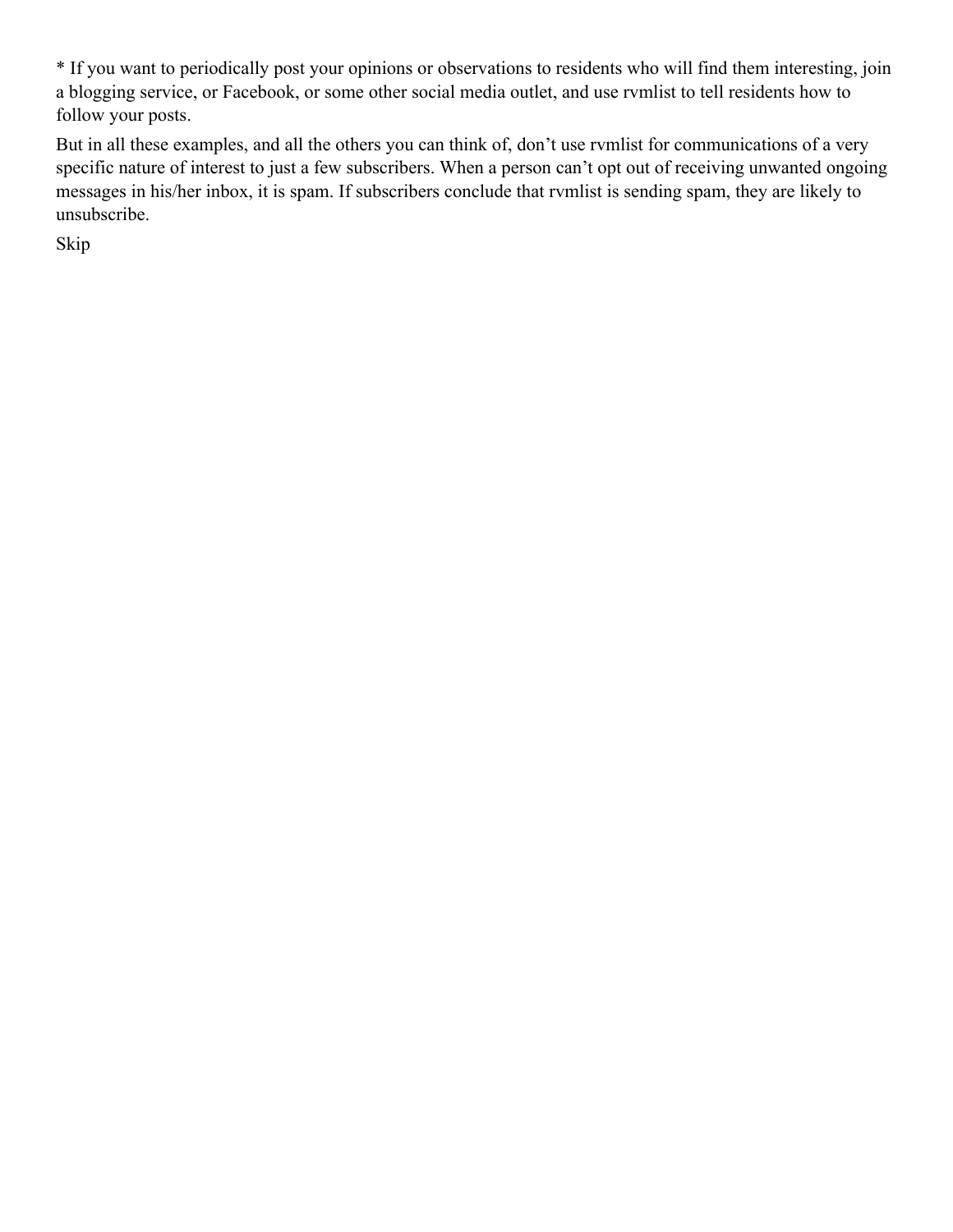* If you want to periodically post your opinions or observations to residents who will find them interesting, join a blogging service, or Facebook, or some other social media outlet, and use rvmlist to tell residents how to follow your posts.

But in all these examples, and all the others you can think of, don’t use rvmlist for communications of a very specific nature of interest to just a few subscribers. When a person can’t opt out of receiving unwanted ongoing messages in his/her inbox, it is spam. If subscribers conclude that rvmlist is sending spam, they are likely to unsubscribe.

Skip